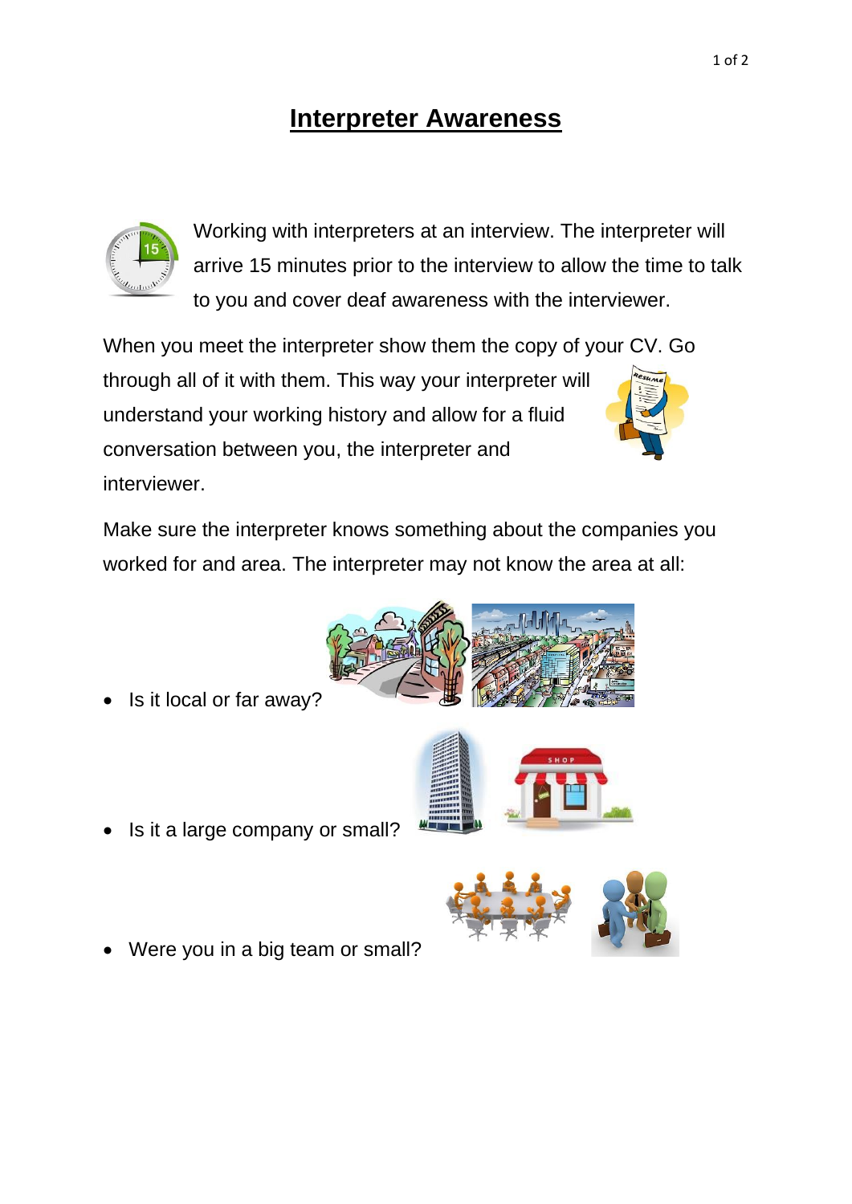# Interpreter Awareness

Working with interpreters at an interview. The interpreter will arrive 15 minutes prior to the interview to allow the time to talk to you and cover deaf awareness with the interviewer.

When you meet the interpreter show them the copy of your CV. Go through all of it with them. This way your interpreter will understand your working history and allow for a fluid conversation between you, the interpreter and interviewer.

Make sure the interpreter knows something about the companies you worked for and area. The interpreter may not know the area at all:

- Is it local or far away?
- Is it a large company or small?
- Were you in a big team or small?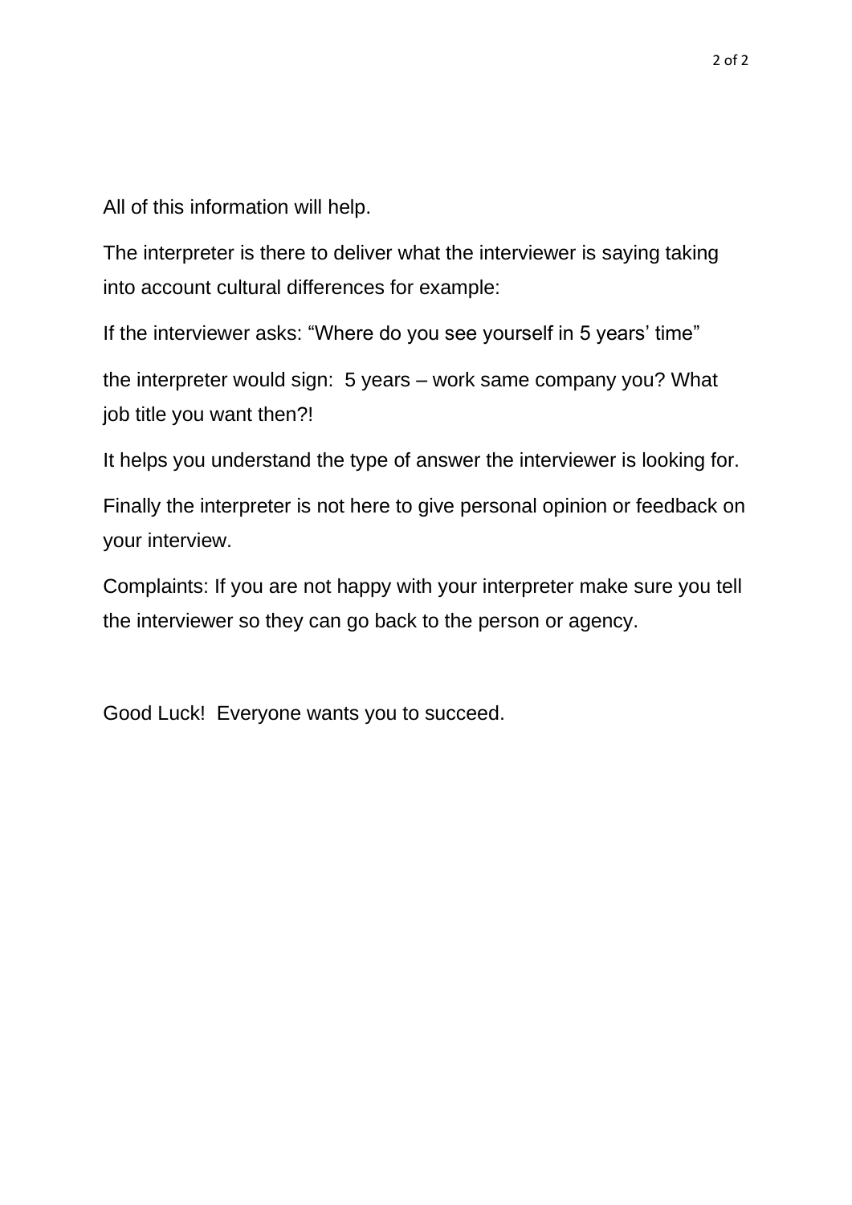All of this information will help.

The interpreter is there to deliver what the interviewer is saying taking into account cultural differences for example:

If the interviewer asks: “Where do you see yourself in 5 years’ time”

the interpreter would sign: 5 years – work same company you? What job title you want then?!

It helps you understand the type of answer the interviewer is looking for.

Finally the interpreter is not here to give personal opinion or feedback on your interview.

Complaints: If you are not happy with your interpreter make sure you tell the interviewer so they can go back to the person or agency.

Good Luck! Everyone wants you to succeed.